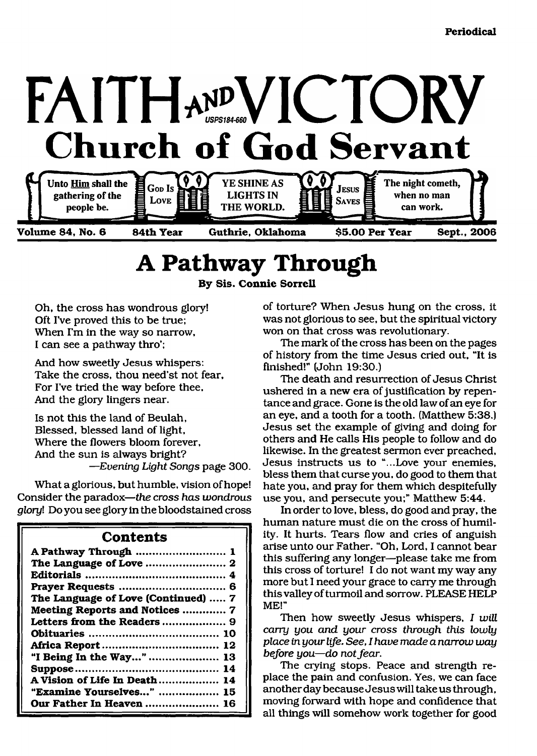Periodical

# FAITH AND VICTORY

USPS184-660

## Church of God Servant

Unto Him shall the gathering of the people be. | GOD IS LOVE | YE SHINE AS LIGHTS IN THE WORLD. | JESUS SAVES | The night cometh, when no man can work.

Volume 84, No. 6 | 84th Year | Guthrie, Oklahoma | $5.00 Per Year | Sept., 2006

# A Pathway Through

**By Sis. Connie Sorrell**

Oh, the cross has wondrous glory!
Oft I've proved this to be true;
When I'm in the way so narrow,
I can see a pathway thro';

And how sweetly Jesus whispers:
Take the cross, thou need'st not fear,
For I've tried the way before thee,
And the glory lingers near.

Is not this the land of Beulah,
Blessed, blessed land of light,
Where the flowers bloom forever,
And the sun is always bright?
—*Evening Light Songs* page 300.

What a glorious, but humble, vision of hope! Consider the paradox—*the cross has wondrous glory*! Do you see glory in the bloodstained cross of torture? When Jesus hung on the cross, it was not glorious to see, but the spiritual victory won on that cross was revolutionary.

The mark of the cross has been on the pages of history from the time Jesus cried out, "It is finished!" (John 19:30.)

The death and resurrection of Jesus Christ ushered in a new era of justification by repentance and grace. Gone is the old law of an eye for an eye, and a tooth for a tooth. (Matthew 5:38.) Jesus set the example of giving and doing for others and He calls His people to follow and do likewise. In the greatest sermon ever preached, Jesus instructs us to "...Love your enemies, bless them that curse you, do good to them that hate you, and pray for them which despitefully use you, and persecute you;" Matthew 5:44.

In order to love, bless, do good and pray, the human nature must die on the cross of humility. It hurts. Tears flow and cries of anguish arise unto our Father. "Oh, Lord, I cannot bear this suffering any longer—please take me from this cross of torture! I do not want my way any more but I need your grace to carry me through this valley of turmoil and sorrow. PLEASE HELP ME!"

Then how sweetly Jesus whispers, *I will carry you and your cross through this lowly place in your life. See, I have made a narrow way before you—do not fear.*

The crying stops. Peace and strength replace the pain and confusion. Yes, we can face another day because Jesus will take us through, moving forward with hope and confidence that all things will somehow work together for good

## Contents

| | |
|---|---|
| A Pathway Through | 1 |
| The Language of Love | 2 |
| Editorials | 4 |
| Prayer Requests | 6 |
| The Language of Love (Continued) | 7 |
| Meeting Reports and Notices | 7 |
| Letters from the Readers | 9 |
| Obituaries | 10 |
| Africa Report | 12 |
| "I Being In the Way..." | 13 |
| Suppose | 14 |
| A Vision of Life In Death | 14 |
| "Examine Yourselves..." | 15 |
| Our Father In Heaven | 16 |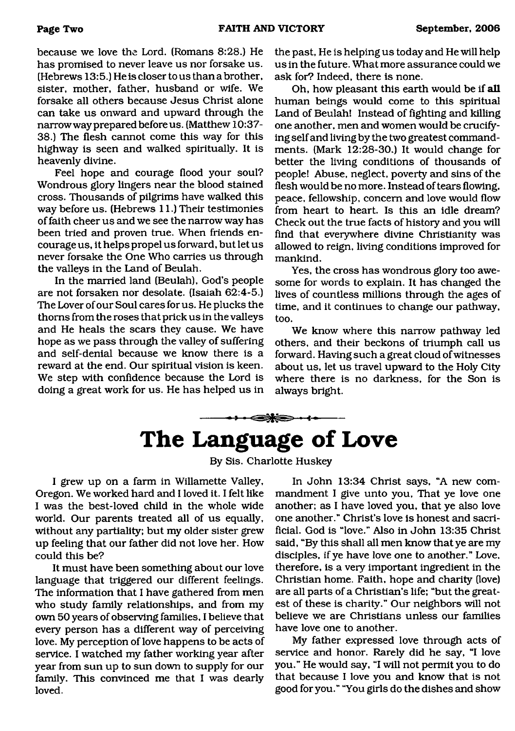because we love the Lord. (Romans 8:28.) He has promised to never leave us nor forsake us. (Hebrews 13:5.) He is closer to us than a brother, sister, mother, father, husband or wife. We forsake all others because Jesus Christ alone can take us onward and upward through the narrow way prepared before us. (Matthew 10:37-38.) The flesh cannot come this way for this highway is seen and walked spiritually. It is heavenly divine.

Feel hope and courage flood your soul? Wondrous glory lingers near the blood stained cross. Thousands of pilgrims have walked this way before us. (Hebrews 11.) Their testimonies of faith cheer us and we see the narrow way has been tried and proven true. When friends encourage us, it helps propel us forward, but let us never forsake the One Who carries us through the valleys in the Land of Beulah.

In the married land (Beulah), God's people are not forsaken nor desolate. (Isaiah 62:4-5.) The Lover of our Soul cares for us. He plucks the thorns from the roses that prick us in the valleys and He heals the scars they cause. We have hope as we pass through the valley of suffering and self-denial because we know there is a reward at the end. Our spiritual vision is keen. We step with confidence because the Lord is doing a great work for us. He has helped us in the past, He is helping us today and He will help us in the future. What more assurance could we ask for? Indeed, there is none.

Oh, how pleasant this earth would be if **all** human beings would come to this spiritual Land of Beulah! Instead of fighting and killing one another, men and women would be crucifying self and living by the two greatest commandments. (Mark 12:28-30.) It would change for better the living conditions of thousands of people! Abuse, neglect, poverty and sins of the flesh would be no more. Instead of tears flowing, peace, fellowship, concern and love would flow from heart to heart. Is this an idle dream? Check out the true facts of history and you will find that everywhere divine Christianity was allowed to reign, living conditions improved for mankind.

Yes, the cross has wondrous glory too awesome for words to explain. It has changed the lives of countless millions through the ages of time, and it continues to change our pathway, too.

We know where this narrow pathway led others, and their beckons of triumph call us forward. Having such a great cloud of witnesses about us, let us travel upward to the Holy City where there is no darkness, for the Son is always bright.

# The Language of Love

By Sis. Charlotte Huskey

I grew up on a farm in Willamette Valley, Oregon. We worked hard and I loved it. I felt like I was the best-loved child in the whole wide world. Our parents treated all of us equally, without any partiality; but my older sister grew up feeling that our father did not love her. How could this be?

It must have been something about our love language that triggered our different feelings. The information that I have gathered from men who study family relationships, and from my own 50 years of observing families, I believe that every person has a different way of perceiving love. My perception of love happens to be acts of service. I watched my father working year after year from sun up to sun down to supply for our family. This convinced me that I was dearly loved.

In John 13:34 Christ says, "A new commandment I give unto you, That ye love one another; as I have loved you, that ye also love one another." Christ's love is honest and sacrificial. God is "love." Also in John 13:35 Christ said, "By this shall all men know that ye are my disciples, if ye have love one to another." Love, therefore, is a very important ingredient in the Christian home. Faith, hope and charity (love) are all parts of a Christian's life; "but the greatest of these is charity." Our neighbors will not believe we are Christians unless our families have love one to another.

My father expressed love through acts of service and honor. Rarely did he say, "I love you." He would say, "I will not permit you to do that because I love you and know that is not good for you." "You girls do the dishes and show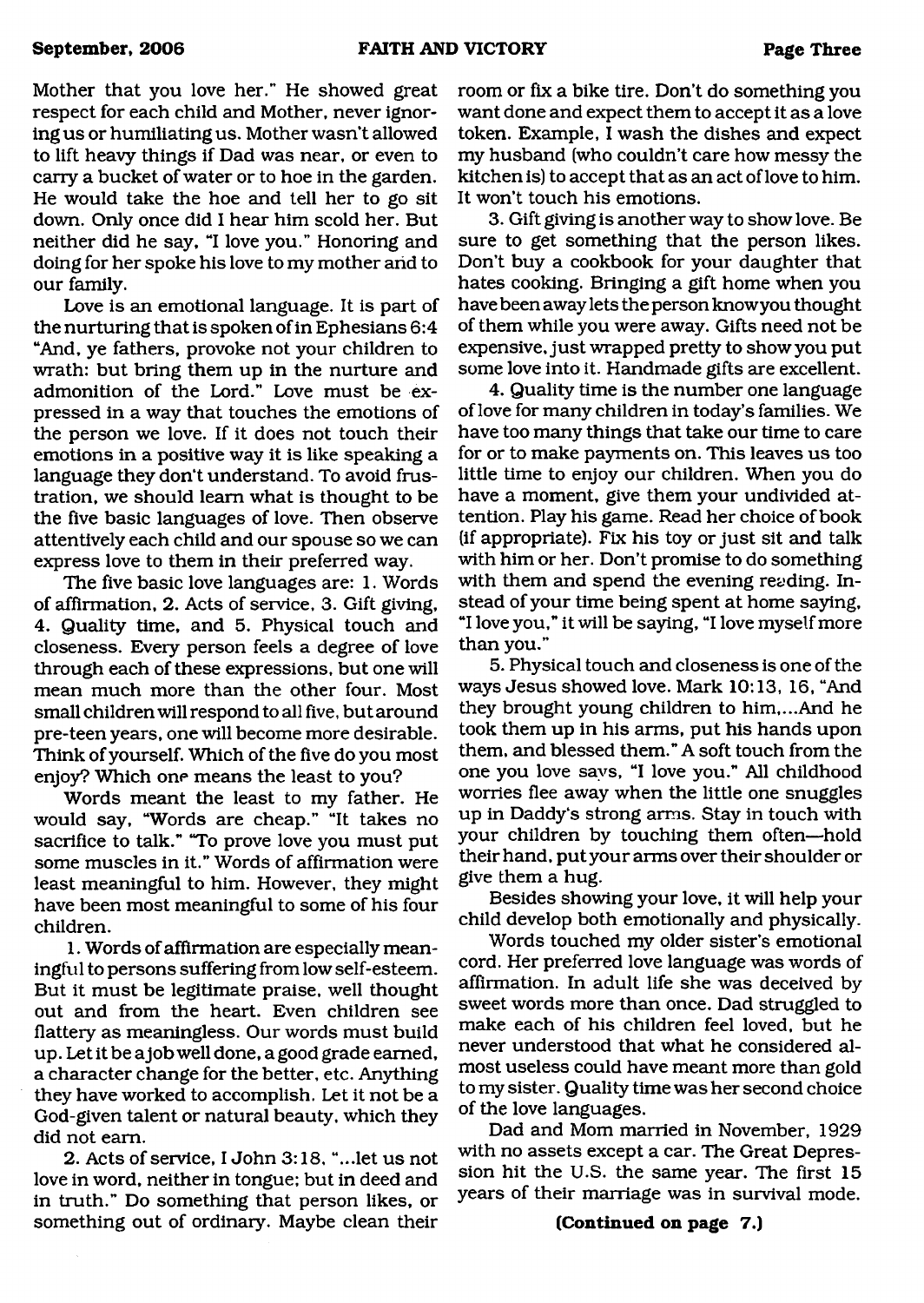Mother that you love her." He showed great respect for each child and Mother, never ignoring us or humiliating us. Mother wasn't allowed to lift heavy things if Dad was near, or even to carry a bucket of water or to hoe in the garden. He would take the hoe and tell her to go sit down. Only once did I hear him scold her. But neither did he say, "I love you." Honoring and doing for her spoke his love to my mother and to our family.

Love is an emotional language. It is part of the nurturing that is spoken of in Ephesians 6:4 "And, ye fathers, provoke not your children to wrath: but bring them up in the nurture and admonition of the Lord." Love must be expressed in a way that touches the emotions of the person we love. If it does not touch their emotions in a positive way it is like speaking a language they don't understand. To avoid frustration, we should learn what is thought to be the five basic languages of love. Then observe attentively each child and our spouse so we can express love to them in their preferred way.

The five basic love languages are: 1. Words of affirmation, 2. Acts of service, 3. Gift giving, 4. Quality time, and 5. Physical touch and closeness. Every person feels a degree of love through each of these expressions, but one will mean much more than the other four. Most small children will respond to all five, but around pre-teen years, one will become more desirable. Think of yourself. Which of the five do you most enjoy? Which one means the least to you?

Words meant the least to my father. He would say, "Words are cheap." "It takes no sacrifice to talk." "To prove love you must put some muscles in it." Words of affirmation were least meaningful to him. However, they might have been most meaningful to some of his four children.

1. Words of affirmation are especially meaningful to persons suffering from low self-esteem. But it must be legitimate praise, well thought out and from the heart. Even children see flattery as meaningless. Our words must build up. Let it be a job well done, a good grade earned, a character change for the better, etc. Anything they have worked to accomplish. Let it not be a God-given talent or natural beauty, which they did not earn.

2. Acts of service, I John 3:18, "...let us not love in word, neither in tongue; but in deed and in truth." Do something that person likes, or something out of ordinary. Maybe clean their room or fix a bike tire. Don't do something you want done and expect them to accept it as a love token. Example, I wash the dishes and expect my husband (who couldn't care how messy the kitchen is) to accept that as an act of love to him. It won't touch his emotions.

3. Gift giving is another way to show love. Be sure to get something that the person likes. Don't buy a cookbook for your daughter that hates cooking. Bringing a gift home when you have been away lets the person know you thought of them while you were away. Gifts need not be expensive, just wrapped pretty to show you put some love into it. Handmade gifts are excellent.

4. Quality time is the number one language of love for many children in today's families. We have too many things that take our time to care for or to make payments on. This leaves us too little time to enjoy our children. When you do have a moment, give them your undivided attention. Play his game. Read her choice of book (if appropriate). Fix his toy or just sit and talk with him or her. Don't promise to do something with them and spend the evening reading. Instead of your time being spent at home saying, "I love you," it will be saying, "I love myself more than you."

5. Physical touch and closeness is one of the ways Jesus showed love. Mark 10:13, 16, "And they brought young children to him,...And he took them up in his arms, put his hands upon them, and blessed them." A soft touch from the one you love says, "I love you." All childhood worries flee away when the little one snuggles up in Daddy's strong arms. Stay in touch with your children by touching them often—hold their hand, put your arms over their shoulder or give them a hug.

Besides showing your love, it will help your child develop both emotionally and physically.

Words touched my older sister's emotional cord. Her preferred love language was words of affirmation. In adult life she was deceived by sweet words more than once. Dad struggled to make each of his children feel loved, but he never understood that what he considered almost useless could have meant more than gold to my sister. Quality time was her second choice of the love languages.

Dad and Mom married in November, 1929 with no assets except a car. The Great Depression hit the U.S. the same year. The first 15 years of their marriage was in survival mode.

**(Continued on page 7.)**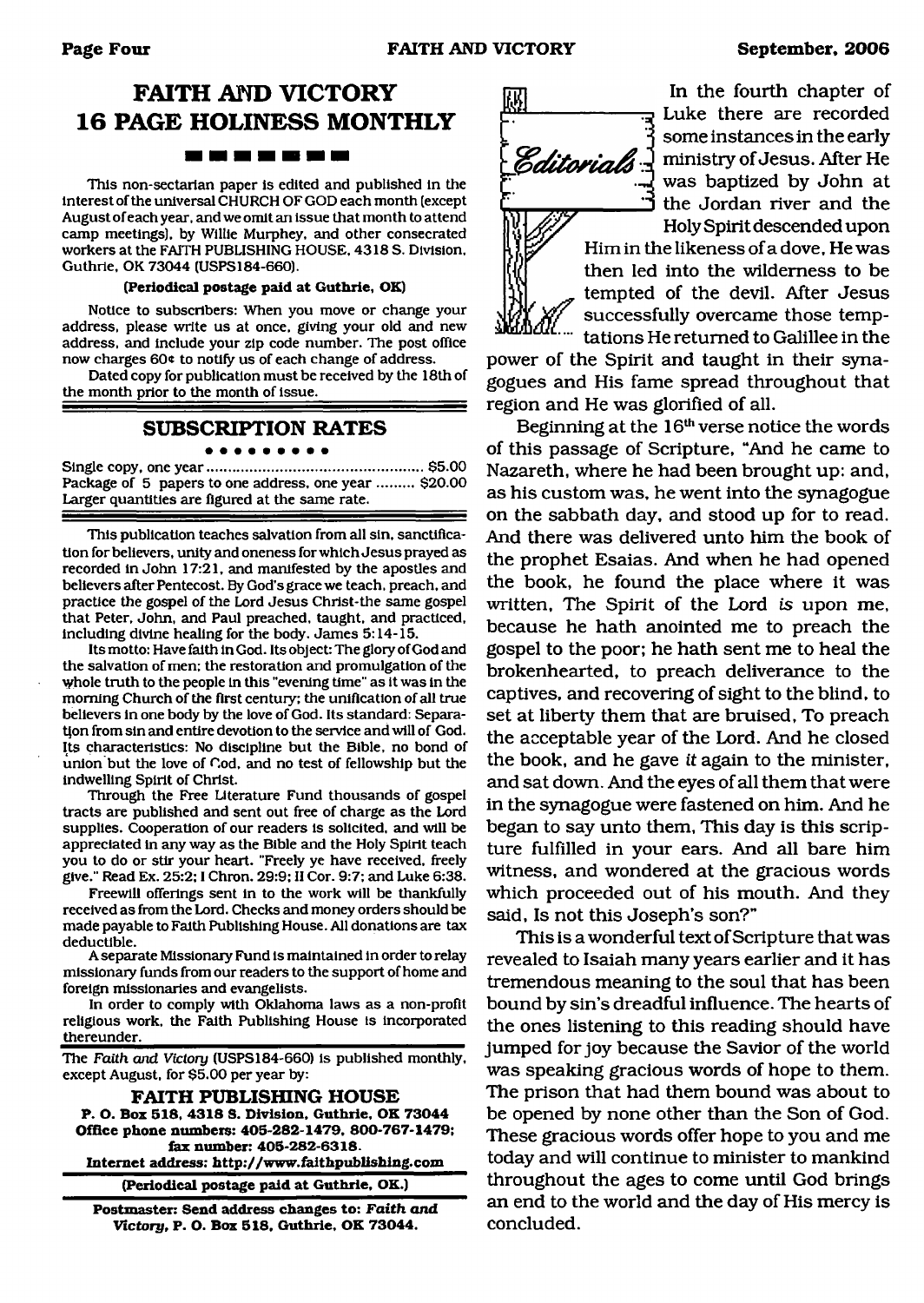# FAITH AND VICTORY 16 PAGE HOLINESS MONTHLY

This non-sectarian paper is edited and published in the interest of the universal CHURCH OF GOD each month (except August of each year, and we omit an issue that month to attend camp meetings), by Willie Murphey, and other consecrated workers at the FAITH PUBLISHING HOUSE, 4318 S. Division, Guthrie, OK 73044 (USPS184-660).

**(Periodical postage paid at Guthrie, OK)**

Notice to subscribers: When you move or change your address, please write us at once, giving your old and new address, and include your zip code number. The post office now charges 60¢ to notify us of each change of address.

Dated copy for publication must be received by the 18th of the month prior to the month of issue.

## SUBSCRIPTION RATES

Single copy, one year .......... $5.00
Package of 5 papers to one address, one year .......... $20.00
Larger quantities are figured at the same rate.

This publication teaches salvation from all sin, sanctification for believers, unity and oneness for which Jesus prayed as recorded in John 17:21, and manifested by the apostles and believers after Pentecost. By God's grace we teach, preach, and practice the gospel of the Lord Jesus Christ-the same gospel that Peter, John, and Paul preached, taught, and practiced, including divine healing for the body. James 5:14-15.

Its motto: Have faith in God. Its object: The glory of God and the salvation of men; the restoration and promulgation of the whole truth to the people in this "evening time" as it was in the morning Church of the first century; the unification of all true believers in one body by the love of God. Its standard: Separation from sin and entire devotion to the service and will of God. Its characteristics: No discipline but the Bible, no bond of union but the love of God, and no test of fellowship but the indwelling Spirit of Christ.

Through the Free Literature Fund thousands of gospel tracts are published and sent out free of charge as the Lord supplies. Cooperation of our readers is solicited, and will be appreciated in any way as the Bible and the Holy Spirit teach you to do or stir your heart. "Freely ye have received, freely give." Read Ex. 25:2; I Chron. 29:9; II Cor. 9:7; and Luke 6:38.

Freewill offerings sent in to the work will be thankfully received as from the Lord. Checks and money orders should be made payable to Faith Publishing House. All donations are tax deductible.

A separate Missionary Fund is maintained in order to relay missionary funds from our readers to the support of home and foreign missionaries and evangelists.

In order to comply with Oklahoma laws as a non-profit religious work, the Faith Publishing House is incorporated thereunder.

The *Faith and Victory* (USPS184-660) is published monthly, except August, for $5.00 per year by:

**FAITH PUBLISHING HOUSE**
**P. O. Box 518, 4318 S. Division, Guthrie, OK 73044**
**Office phone numbers: 405-282-1479, 800-767-1479; fax number: 405-282-6318.**
**Internet address: http://www.faithpublishing.com**

**(Periodical postage paid at Guthrie, OK.)**

**Postmaster: Send address changes to: *Faith and Victory*, P. O. Box 518, Guthrie, OK 73044.**

## Editorials

In the fourth chapter of Luke there are recorded some instances in the early ministry of Jesus. After He was baptized by John at the Jordan river and the Holy Spirit descended upon Him in the likeness of a dove, He was then led into the wilderness to be tempted of the devil. After Jesus successfully overcame those temptations He returned to Galillee in the power of the Spirit and taught in their synagogues and His fame spread throughout that region and He was glorified of all.

Beginning at the 16th verse notice the words of this passage of Scripture, "And he came to Nazareth, where he had been brought up: and, as his custom was, he went into the synagogue on the sabbath day, and stood up for to read. And there was delivered unto him the book of the prophet Esaias. And when he had opened the book, he found the place where it was written, The Spirit of the Lord *is* upon me, because he hath anointed me to preach the gospel to the poor; he hath sent me to heal the brokenhearted, to preach deliverance to the captives, and recovering of sight to the blind, to set at liberty them that are bruised, To preach the acceptable year of the Lord. And he closed the book, and he gave *it* again to the minister, and sat down. And the eyes of all them that were in the synagogue were fastened on him. And he began to say unto them, This day is this scripture fulfilled in your ears. And all bare him witness, and wondered at the gracious words which proceeded out of his mouth. And they said, Is not this Joseph's son?"

This is a wonderful text of Scripture that was revealed to Isaiah many years earlier and it has tremendous meaning to the soul that has been bound by sin's dreadful influence. The hearts of the ones listening to this reading should have jumped for joy because the Savior of the world was speaking gracious words of hope to them. The prison that had them bound was about to be opened by none other than the Son of God. These gracious words offer hope to you and me today and will continue to minister to mankind throughout the ages to come until God brings an end to the world and the day of His mercy is concluded.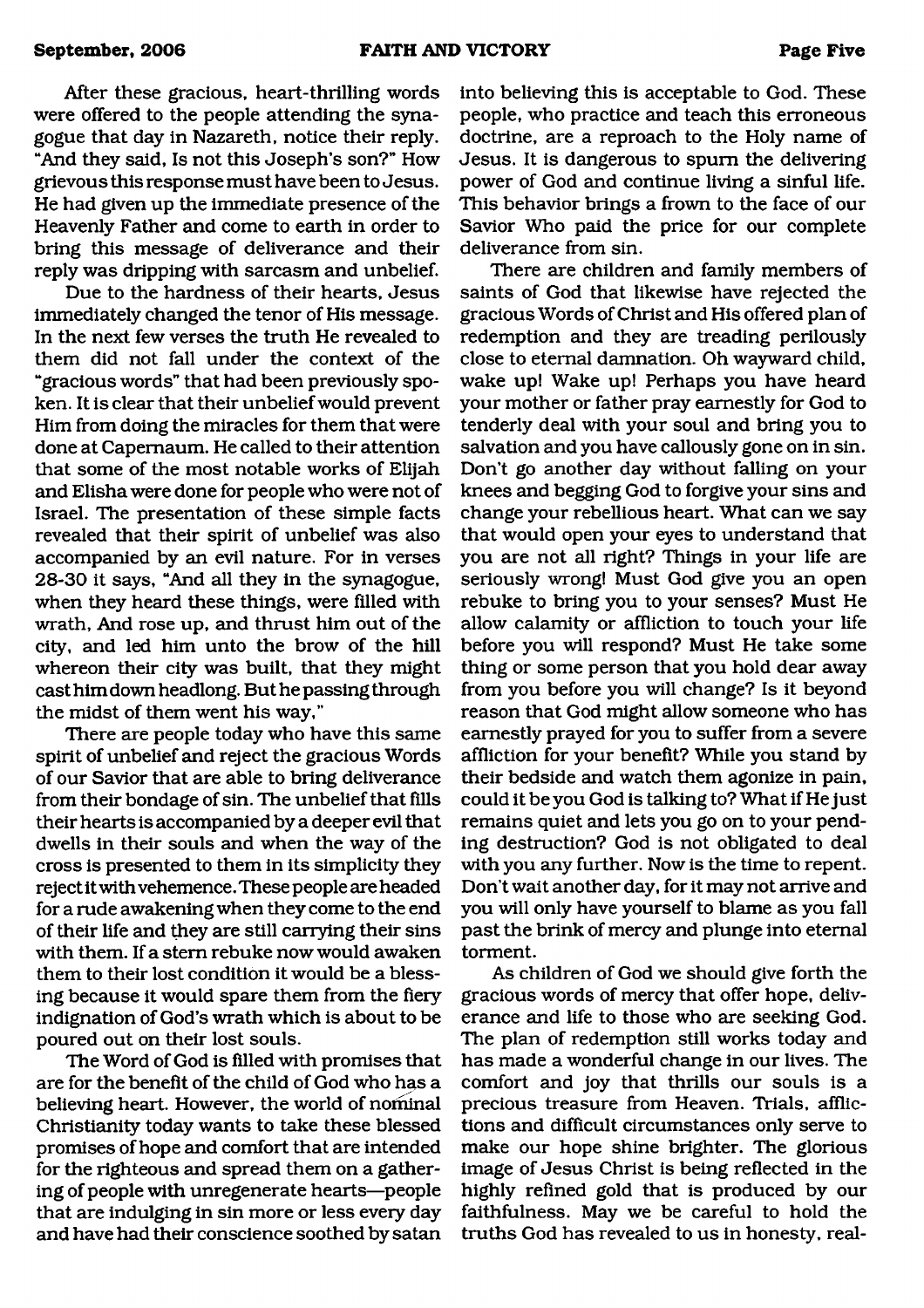After these gracious, heart-thrilling words were offered to the people attending the synagogue that day in Nazareth, notice their reply. "And they said, Is not this Joseph's son?" How grievous this response must have been to Jesus. He had given up the immediate presence of the Heavenly Father and come to earth in order to bring this message of deliverance and their reply was dripping with sarcasm and unbelief.

Due to the hardness of their hearts, Jesus immediately changed the tenor of His message. In the next few verses the truth He revealed to them did not fall under the context of the "gracious words" that had been previously spoken. It is clear that their unbelief would prevent Him from doing the miracles for them that were done at Capernaum. He called to their attention that some of the most notable works of Elijah and Elisha were done for people who were not of Israel. The presentation of these simple facts revealed that their spirit of unbelief was also accompanied by an evil nature. For in verses 28-30 it says, "And all they in the synagogue, when they heard these things, were filled with wrath, And rose up, and thrust him out of the city, and led him unto the brow of the hill whereon their city was built, that they might cast him down headlong. But he passing through the midst of them went his way,"

There are people today who have this same spirit of unbelief and reject the gracious Words of our Savior that are able to bring deliverance from their bondage of sin. The unbelief that fills their hearts is accompanied by a deeper evil that dwells in their souls and when the way of the cross is presented to them in its simplicity they reject it with vehemence. These people are headed for a rude awakening when they come to the end of their life and they are still carrying their sins with them. If a stern rebuke now would awaken them to their lost condition it would be a blessing because it would spare them from the fiery indignation of God's wrath which is about to be poured out on their lost souls.

The Word of God is filled with promises that are for the benefit of the child of God who has a believing heart. However, the world of nominal Christianity today wants to take these blessed promises of hope and comfort that are intended for the righteous and spread them on a gathering of people with unregenerate hearts—people that are indulging in sin more or less every day and have had their conscience soothed by satan into believing this is acceptable to God. These people, who practice and teach this erroneous doctrine, are a reproach to the Holy name of Jesus. It is dangerous to spurn the delivering power of God and continue living a sinful life. This behavior brings a frown to the face of our Savior Who paid the price for our complete deliverance from sin.

There are children and family members of saints of God that likewise have rejected the gracious Words of Christ and His offered plan of redemption and they are treading perilously close to eternal damnation. Oh wayward child, wake up! Wake up! Perhaps you have heard your mother or father pray earnestly for God to tenderly deal with your soul and bring you to salvation and you have callously gone on in sin. Don't go another day without falling on your knees and begging God to forgive your sins and change your rebellious heart. What can we say that would open your eyes to understand that you are not all right? Things in your life are seriously wrong! Must God give you an open rebuke to bring you to your senses? Must He allow calamity or affliction to touch your life before you will respond? Must He take some thing or some person that you hold dear away from you before you will change? Is it beyond reason that God might allow someone who has earnestly prayed for you to suffer from a severe affliction for your benefit? While you stand by their bedside and watch them agonize in pain, could it be you God is talking to? What if He just remains quiet and lets you go on to your pending destruction? God is not obligated to deal with you any further. Now is the time to repent. Don't wait another day, for it may not arrive and you will only have yourself to blame as you fall past the brink of mercy and plunge into eternal torment.

As children of God we should give forth the gracious words of mercy that offer hope, deliverance and life to those who are seeking God. The plan of redemption still works today and has made a wonderful change in our lives. The comfort and joy that thrills our souls is a precious treasure from Heaven. Trials, afflictions and difficult circumstances only serve to make our hope shine brighter. The glorious image of Jesus Christ is being reflected in the highly refined gold that is produced by our faithfulness. May we be careful to hold the truths God has revealed to us in honesty, real-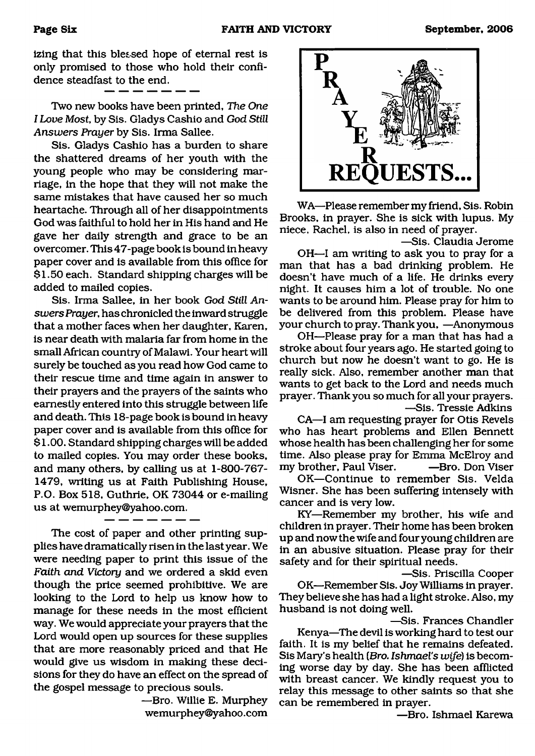izing that this blessed hope of eternal rest is only promised to those who hold their confidence steadfast to the end.

---

Two new books have been printed, *The One I Love Most*, by Sis. Gladys Cashio and *God Still Answers Prayer* by Sis. Irma Sallee.

Sis. Gladys Cashio has a burden to share the shattered dreams of her youth with the young people who may be considering marriage, in the hope that they will not make the same mistakes that have caused her so much heartache. Through all of her disappointments God was faithful to hold her in His hand and He gave her daily strength and grace to be an overcomer. This 47-page book is bound in heavy paper cover and is available from this office for $1.50 each. Standard shipping charges will be added to mailed copies.

Sis. Irma Sallee, in her book *God Still Answers Prayer*, has chronicled the inward struggle that a mother faces when her daughter, Karen, is near death with malaria far from home in the small African country of Malawi. Your heart will surely be touched as you read how God came to their rescue time and time again in answer to their prayers and the prayers of the saints who earnestly entered into this struggle between life and death. This 18-page book is bound in heavy paper cover and is available from this office for $1.00. Standard shipping charges will be added to mailed copies. You may order these books, and many others, by calling us at 1-800-767-1479, writing us at Faith Publishing House, P.O. Box 518, Guthrie, OK 73044 or e-mailing us at wemurphey@yahoo.com.

---

The cost of paper and other printing supplies have dramatically risen in the last year. We were needing paper to print this issue of the *Faith and Victory* and we ordered a skid even though the price seemed prohibitive. We are looking to the Lord to help us know how to manage for these needs in the most efficient way. We would appreciate your prayers that the Lord would open up sources for these supplies that are more reasonably priced and that He would give us wisdom in making these decisions for they do have an effect on the spread of the gospel message to precious souls.

—Bro. Willie E. Murphey
wemurphey@yahoo.com

# PRAYER REQUESTS...

WA—Please remember my friend, Sis. Robin Brooks, in prayer. She is sick with lupus. My niece, Rachel, is also in need of prayer.

—Sis. Claudia Jerome

OH—I am writing to ask you to pray for a man that has a bad drinking problem. He doesn't have much of a life. He drinks every night. It causes him a lot of trouble. No one wants to be around him. Please pray for him to be delivered from this problem. Please have your church to pray. Thank you. —Anonymous

OH—Please pray for a man that has had a stroke about four years ago. He started going to church but now he doesn't want to go. He is really sick. Also, remember another man that wants to get back to the Lord and needs much prayer. Thank you so much for all your prayers.

—Sis. Tressie Adkins

CA—I am requesting prayer for Otis Revels who has heart problems and Ellen Bennett whose health has been challenging her for some time. Also please pray for Emma McElroy and my brother, Paul Viser. —Bro. Don Viser

OK—Continue to remember Sis. Velda Wisner. She has been suffering intensely with cancer and is very low.

KY—Remember my brother, his wife and children in prayer. Their home has been broken up and now the wife and four young children are in an abusive situation. Please pray for their safety and for their spiritual needs.

—Sis. Priscilla Cooper

OK—Remember Sis. Joy Williams in prayer. They believe she has had a light stroke. Also, my husband is not doing well.

—Sis. Frances Chandler

Kenya—The devil is working hard to test our faith. It is my belief that he remains defeated. Sis Mary's health (*Bro. Ishmael's wife*) is becoming worse day by day. She has been afflicted with breast cancer. We kindly request you to relay this message to other saints so that she can be remembered in prayer.

—Bro. Ishmael Karewa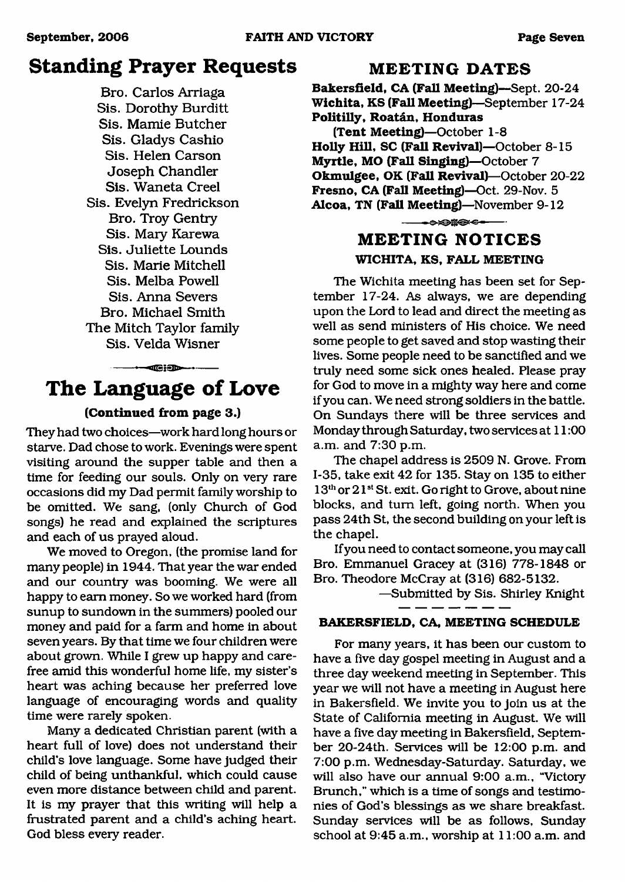## Standing Prayer Requests

Bro. Carlos Arriaga
Sis. Dorothy Burditt
Sis. Mamie Butcher
Sis. Gladys Cashio
Sis. Helen Carson
Joseph Chandler
Sis. Waneta Creel
Sis. Evelyn Fredrickson
Bro. Troy Gentry
Sis. Mary Karewa
Sis. Juliette Lounds
Sis. Marie Mitchell
Sis. Melba Powell
Sis. Anna Severs
Bro. Michael Smith
The Mitch Taylor family
Sis. Velda Wisner

## The Language of Love

**(Continued from page 3.)**

They had two choices—work hard long hours or starve. Dad chose to work. Evenings were spent visiting around the supper table and then a time for feeding our souls. Only on very rare occasions did my Dad permit family worship to be omitted. We sang, (only Church of God songs) he read and explained the scriptures and each of us prayed aloud.

We moved to Oregon, (the promise land for many people) in 1944. That year the war ended and our country was booming. We were all happy to earn money. So we worked hard (from sunup to sundown in the summers) pooled our money and paid for a farm and home in about seven years. By that time we four children were about grown. While I grew up happy and carefree amid this wonderful home life, my sister's heart was aching because her preferred love language of encouraging words and quality time were rarely spoken.

Many a dedicated Christian parent (with a heart full of love) does not understand their child's love language. Some have judged their child of being unthankful, which could cause even more distance between child and parent. It is my prayer that this writing will help a frustrated parent and a child's aching heart. God bless every reader.

### MEETING DATES

**Bakersfield, CA (Fall Meeting)**—Sept. 20-24
**Wichita, KS (Fall Meeting)**—September 17-24
**Politilly, Roatán, Honduras (Tent Meeting)**—October 1-8
**Holly Hill, SC (Fall Revival)**—October 8-15
**Myrtle, MO (Fall Singing)**—October 7
**Okmulgee, OK (Fall Revival)**—October 20-22
**Fresno, CA (Fall Meeting)**—Oct. 29-Nov. 5
**Alcoa, TN (Fall Meeting)**—November 9-12

### MEETING NOTICES

**WICHITA, KS, FALL MEETING**

The Wichita meeting has been set for September 17-24. As always, we are depending upon the Lord to lead and direct the meeting as well as send ministers of His choice. We need some people to get saved and stop wasting their lives. Some people need to be sanctified and we truly need some sick ones healed. Please pray for God to move in a mighty way here and come if you can. We need strong soldiers in the battle. On Sundays there will be three services and Monday through Saturday, two services at 11:00 a.m. and 7:30 p.m.

The chapel address is 2509 N. Grove. From I-35, take exit 42 for 135. Stay on 135 to either 13th or 21st St. exit. Go right to Grove, about nine blocks, and turn left, going north. When you pass 24th St, the second building on your left is the chapel.

If you need to contact someone, you may call Bro. Emmanuel Gracey at (316) 778-1848 or Bro. Theodore McCray at (316) 682-5132.

—Submitted by Sis. Shirley Knight

**BAKERSFIELD, CA, MEETING SCHEDULE**

For many years, it has been our custom to have a five day gospel meeting in August and a three day weekend meeting in September. This year we will not have a meeting in August here in Bakersfield. We invite you to join us at the State of California meeting in August. We will have a five day meeting in Bakersfield, September 20-24th. Services will be 12:00 p.m. and 7:00 p.m. Wednesday-Saturday. Saturday, we will also have our annual 9:00 a.m., "Victory Brunch," which is a time of songs and testimonies of God's blessings as we share breakfast. Sunday services will be as follows, Sunday school at 9:45 a.m., worship at 11:00 a.m. and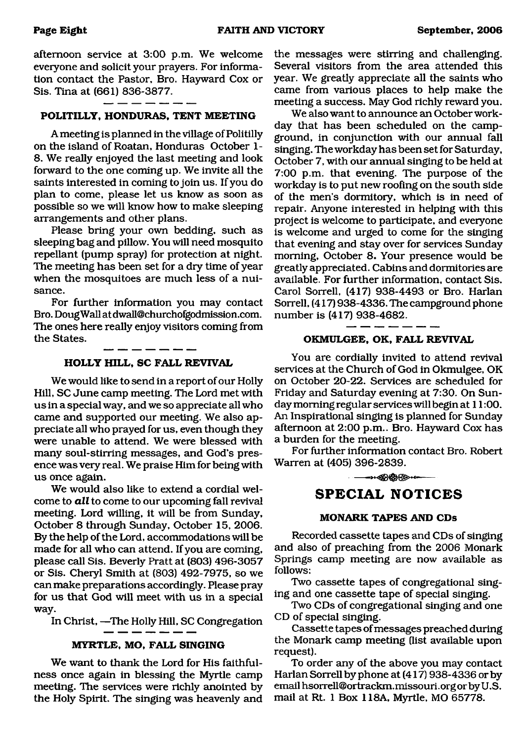afternoon service at 3:00 p.m. We welcome everyone and solicit your prayers. For information contact the Pastor, Bro. Hayward Cox or Sis. Tina at (661) 836-3877.

### POLITILLY, HONDURAS, TENT MEETING

A meeting is planned in the village of Politilly on the island of Roatan, Honduras October 1-8. We really enjoyed the last meeting and look forward to the one coming up. We invite all the saints interested in coming to join us. If you do plan to come, please let us know as soon as possible so we will know how to make sleeping arrangements and other plans.

Please bring your own bedding, such as sleeping bag and pillow. You will need mosquito repellant (pump spray) for protection at night. The meeting has been set for a dry time of year when the mosquitoes are much less of a nuisance.

For further information you may contact Bro. Doug Wall at dwall@churchofgodmission.com. The ones here really enjoy visitors coming from the States.

### HOLLY HILL, SC FALL REVIVAL

We would like to send in a report of our Holly Hill, SC June camp meeting. The Lord met with us in a special way, and we so appreciate all who came and supported our meeting. We also appreciate all who prayed for us, even though they were unable to attend. We were blessed with many soul-stirring messages, and God's presence was very real. We praise Him for being with us once again.

We would also like to extend a cordial welcome to ***all*** to come to our upcoming fall revival meeting. Lord willing, it will be from Sunday, October 8 through Sunday, October 15, 2006. By the help of the Lord, accommodations will be made for all who can attend. If you are coming, please call Sis. Beverly Pratt at (803) 496-3057 or Sis. Cheryl Smith at (803) 492-7975, so we can make preparations accordingly. Please pray for us that God will meet with us in a special way.

In Christ, —The Holly Hill, SC Congregation

### MYRTLE, MO, FALL SINGING

We want to thank the Lord for His faithfulness once again in blessing the Myrtle camp meeting. The services were richly anointed by the Holy Spirit. The singing was heavenly and the messages were stirring and challenging. Several visitors from the area attended this year. We greatly appreciate all the saints who came from various places to help make the meeting a success. May God richly reward you.

We also want to announce an October workday that has been scheduled on the campground, in conjunction with our annual fall singing. The workday has been set for Saturday, October 7, with our annual singing to be held at 7:00 p.m. that evening. The purpose of the workday is to put new roofing on the south side of the men's dormitory, which is in need of repair. Anyone interested in helping with this project is welcome to participate, and everyone is welcome and urged to come for the singing that evening and stay over for services Sunday morning, October 8. Your presence would be greatly appreciated. Cabins and dormitories are available. For further information, contact Sis. Carol Sorrell, (417) 938-4493 or Bro. Harlan Sorrell, (417) 938-4336. The campground phone number is (417) 938-4682.

### OKMULGEE, OK, FALL REVIVAL

You are cordially invited to attend revival services at the Church of God in Okmulgee, OK on October 20-22. Services are scheduled for Friday and Saturday evening at 7:30. On Sunday morning regular services will begin at 11:00. An Inspirational singing is planned for Sunday afternoon at 2:00 p.m.. Bro. Hayward Cox has a burden for the meeting.

For further information contact Bro. Robert Warren at (405) 396-2839.

## SPECIAL NOTICES

### MONARK TAPES AND CDs

Recorded cassette tapes and CDs of singing and also of preaching from the 2006 Monark Springs camp meeting are now available as follows:

Two cassette tapes of congregational singing and one cassette tape of special singing.

Two CDs of congregational singing and one CD of special singing.

Cassette tapes of messages preached during the Monark camp meeting (list available upon request).

To order any of the above you may contact Harlan Sorrell by phone at (417) 938-4336 or by email hsorrell@ortrackm.missouri.org or by U.S. mail at Rt. 1 Box 118A, Myrtle, MO 65778.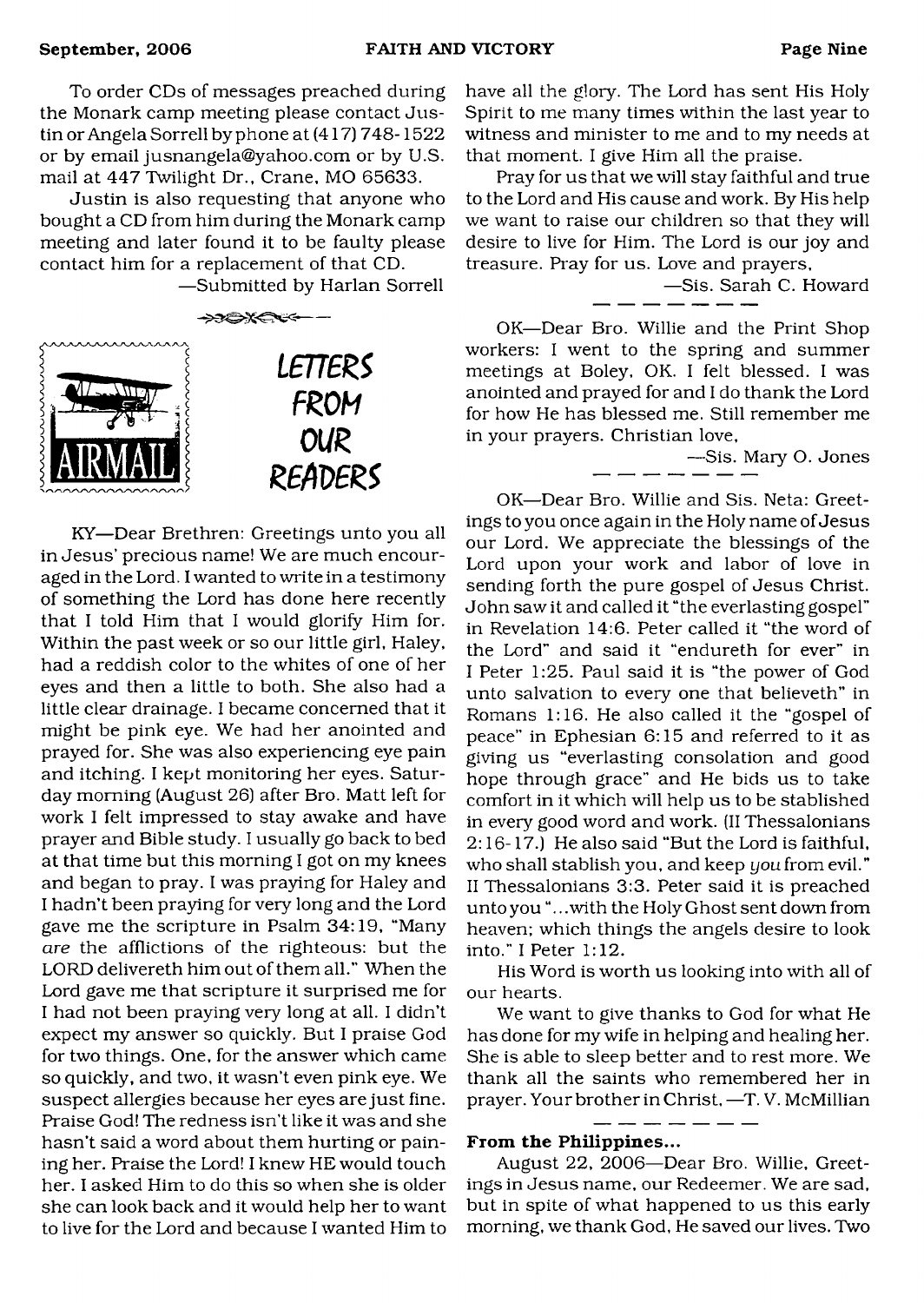To order CDs of messages preached during the Monark camp meeting please contact Justin or Angela Sorrell by phone at (417) 748-1522 or by email jusnangela@yahoo.com or by U.S. mail at 447 Twilight Dr., Crane, MO 65633.

Justin is also requesting that anyone who bought a CD from him during the Monark camp meeting and later found it to be faulty please contact him for a replacement of that CD.

—Submitted by Harlan Sorrell

## LETTERS FROM OUR READERS

KY—Dear Brethren: Greetings unto you all in Jesus' precious name! We are much encouraged in the Lord. I wanted to write in a testimony of something the Lord has done here recently that I told Him that I would glorify Him for. Within the past week or so our little girl, Haley, had a reddish color to the whites of one of her eyes and then a little to both. She also had a little clear drainage. I became concerned that it might be pink eye. We had her anointed and prayed for. She was also experiencing eye pain and itching. I kept monitoring her eyes. Saturday morning (August 26) after Bro. Matt left for work I felt impressed to stay awake and have prayer and Bible study. I usually go back to bed at that time but this morning I got on my knees and began to pray. I was praying for Haley and I hadn't been praying for very long and the Lord gave me the scripture in Psalm 34:19, "Many *are* the afflictions of the righteous: but the LORD delivereth him out of them all." When the Lord gave me that scripture it surprised me for I had not been praying very long at all. I didn't expect my answer so quickly. But I praise God for two things. One, for the answer which came so quickly, and two, it wasn't even pink eye. We suspect allergies because her eyes are just fine. Praise God! The redness isn't like it was and she hasn't said a word about them hurting or paining her. Praise the Lord! I knew HE would touch her. I asked Him to do this so when she is older she can look back and it would help her to want to live for the Lord and because I wanted Him to have all the glory. The Lord has sent His Holy Spirit to me many times within the last year to witness and minister to me and to my needs at that moment. I give Him all the praise.

Pray for us that we will stay faithful and true to the Lord and His cause and work. By His help we want to raise our children so that they will desire to live for Him. The Lord is our joy and treasure. Pray for us. Love and prayers,

—Sis. Sarah C. Howard

OK—Dear Bro. Willie and the Print Shop workers: I went to the spring and summer meetings at Boley, OK. I felt blessed. I was anointed and prayed for and I do thank the Lord for how He has blessed me. Still remember me in your prayers. Christian love,

—Sis. Mary O. Jones

OK—Dear Bro. Willie and Sis. Neta: Greetings to you once again in the Holy name of Jesus our Lord. We appreciate the blessings of the Lord upon your work and labor of love in sending forth the pure gospel of Jesus Christ. John saw it and called it "the everlasting gospel" in Revelation 14:6. Peter called it "the word of the Lord" and said it "endureth for ever" in I Peter 1:25. Paul said it is "the power of God unto salvation to every one that believeth" in Romans 1:16. He also called it the "gospel of peace" in Ephesian 6:15 and referred to it as giving us "everlasting consolation and good hope through grace" and He bids us to take comfort in it which will help us to be stablished in every good word and work. (II Thessalonians 2:16-17.) He also said "But the Lord is faithful, who shall stablish you, and keep *you* from evil." II Thessalonians 3:3. Peter said it is preached unto you "...with the Holy Ghost sent down from heaven; which things the angels desire to look into." I Peter 1:12.

His Word is worth us looking into with all of our hearts.

We want to give thanks to God for what He has done for my wife in helping and healing her. She is able to sleep better and to rest more. We thank all the saints who remembered her in prayer. Your brother in Christ, —T. V. McMillian

**From the Philippines...**

August 22, 2006—Dear Bro. Willie, Greetings in Jesus name, our Redeemer. We are sad, but in spite of what happened to us this early morning, we thank God, He saved our lives. Two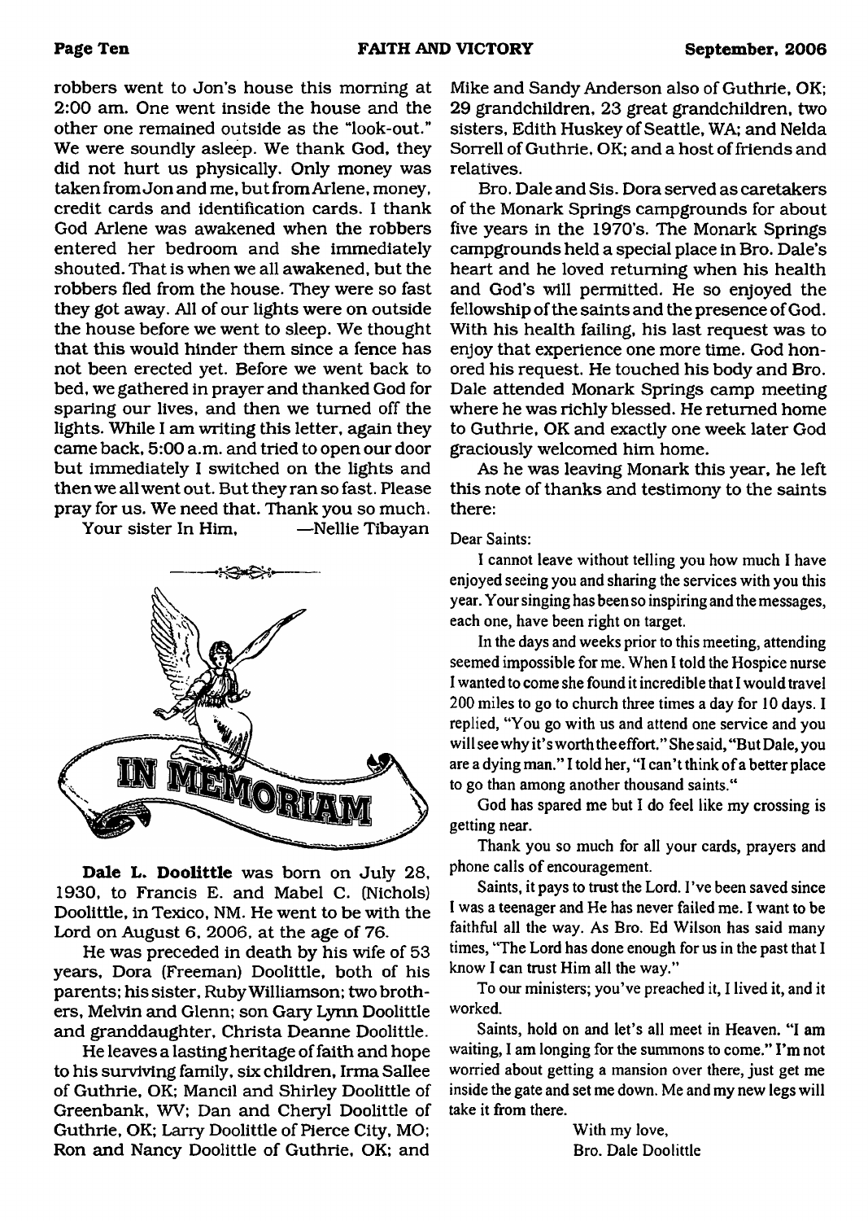robbers went to Jon's house this morning at 2:00 am. One went inside the house and the other one remained outside as the "look-out." We were soundly asleep. We thank God, they did not hurt us physically. Only money was taken from Jon and me, but from Arlene, money, credit cards and identification cards. I thank God Arlene was awakened when the robbers entered her bedroom and she immediately shouted. That is when we all awakened, but the robbers fled from the house. They were so fast they got away. All of our lights were on outside the house before we went to sleep. We thought that this would hinder them since a fence has not been erected yet. Before we went back to bed, we gathered in prayer and thanked God for sparing our lives, and then we turned off the lights. While I am writing this letter, again they came back, 5:00 a.m. and tried to open our door but immediately I switched on the lights and then we all went out. But they ran so fast. Please pray for us. We need that. Thank you so much.

Your sister In Him, —Nellie Tibayan

# IN MEMORIAM

**Dale L. Doolittle** was born on July 28, 1930, to Francis E. and Mabel C. (Nichols) Doolittle, in Texico, NM. He went to be with the Lord on August 6, 2006, at the age of 76.

He was preceded in death by his wife of 53 years, Dora (Freeman) Doolittle, both of his parents; his sister, Ruby Williamson; two brothers, Melvin and Glenn; son Gary Lynn Doolittle and granddaughter, Christa Deanne Doolittle.

He leaves a lasting heritage of faith and hope to his surviving family, six children, Irma Sallee of Guthrie, OK; Mancil and Shirley Doolittle of Greenbank, WV; Dan and Cheryl Doolittle of Guthrie, OK; Larry Doolittle of Pierce City, MO; Ron and Nancy Doolittle of Guthrie, OK; and Mike and Sandy Anderson also of Guthrie, OK; 29 grandchildren, 23 great grandchildren, two sisters, Edith Huskey of Seattle, WA; and Nelda Sorrell of Guthrie, OK; and a host of friends and relatives.

Bro. Dale and Sis. Dora served as caretakers of the Monark Springs campgrounds for about five years in the 1970's. The Monark Springs campgrounds held a special place in Bro. Dale's heart and he loved returning when his health and God's will permitted. He so enjoyed the fellowship of the saints and the presence of God. With his health failing, his last request was to enjoy that experience one more time. God honored his request. He touched his body and Bro. Dale attended Monark Springs camp meeting where he was richly blessed. He returned home to Guthrie, OK and exactly one week later God graciously welcomed him home.

As he was leaving Monark this year, he left this note of thanks and testimony to the saints there:

Dear Saints:

I cannot leave without telling you how much I have enjoyed seeing you and sharing the services with you this year. Your singing has been so inspiring and the messages, each one, have been right on target.

In the days and weeks prior to this meeting, attending seemed impossible for me. When I told the Hospice nurse I wanted to come she found it incredible that I would travel 200 miles to go to church three times a day for 10 days. I replied, "You go with us and attend one service and you will see why it's worth the effort." She said, "But Dale, you are a dying man." I told her, "I can't think of a better place to go than among another thousand saints."

God has spared me but I do feel like my crossing is getting near.

Thank you so much for all your cards, prayers and phone calls of encouragement.

Saints, it pays to trust the Lord. I've been saved since I was a teenager and He has never failed me. I want to be faithful all the way. As Bro. Ed Wilson has said many times, "The Lord has done enough for us in the past that I know I can trust Him all the way."

To our ministers; you've preached it, I lived it, and it worked.

Saints, hold on and let's all meet in Heaven. "I am waiting, I am longing for the summons to come." I'm not worried about getting a mansion over there, just get me inside the gate and set me down. Me and my new legs will take it from there.

With my love,
Bro. Dale Doolittle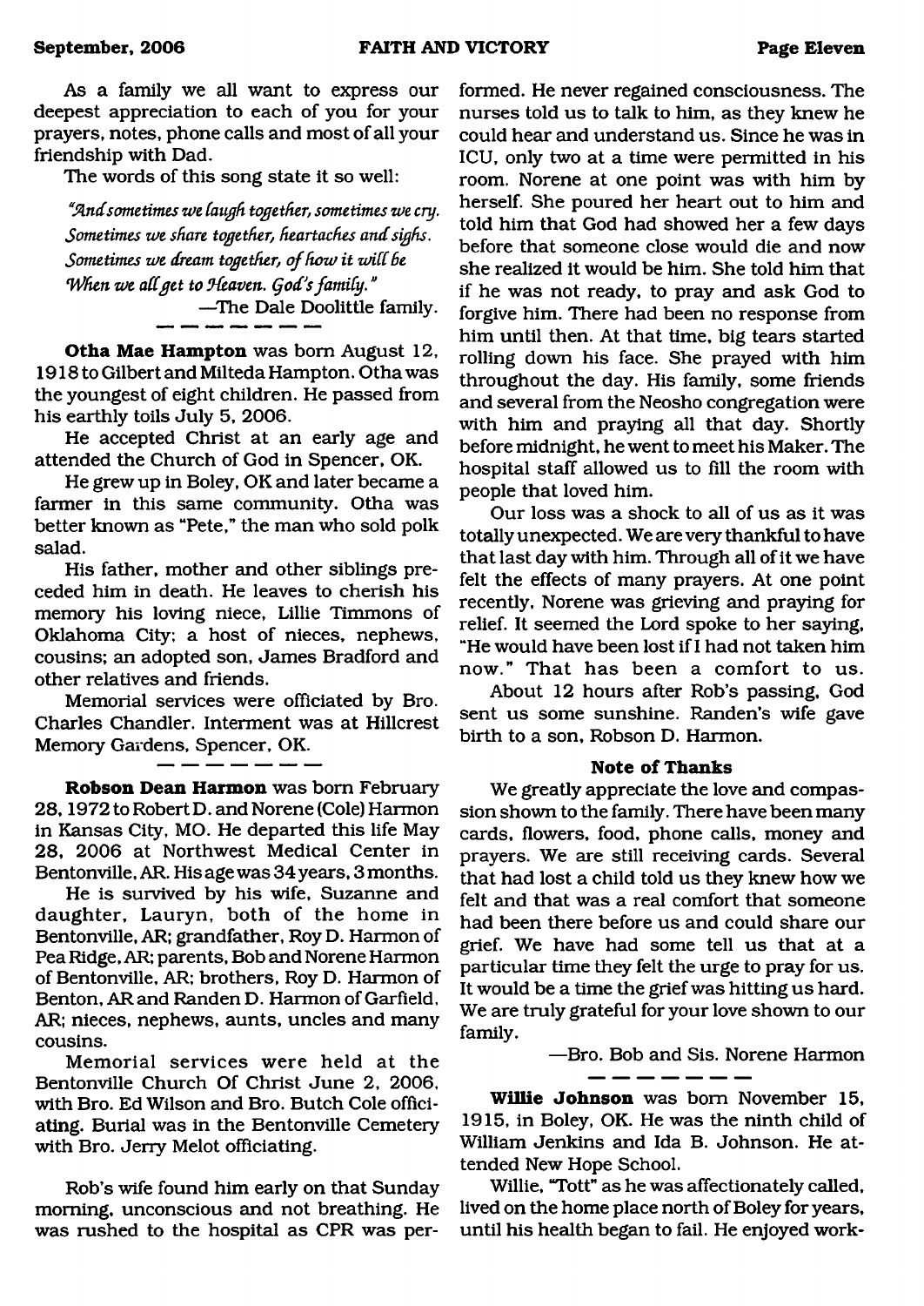As a family we all want to express our deepest appreciation to each of you for your prayers, notes, phone calls and most of all your friendship with Dad.

The words of this song state it so well:

*"And sometimes we laugh together, sometimes we cry. Sometimes we share together, heartaches and sighs. Sometimes we dream together, of how it will be When we all get to Heaven. God's family."*

—The Dale Doolittle family.

---

**Otha Mae Hampton** was born August 12, 1918 to Gilbert and Milteda Hampton. Otha was the youngest of eight children. He passed from his earthly toils July 5, 2006.

He accepted Christ at an early age and attended the Church of God in Spencer, OK.

He grew up in Boley, OK and later became a farmer in this same community. Otha was better known as "Pete," the man who sold polk salad.

His father, mother and other siblings preceded him in death. He leaves to cherish his memory his loving niece, Lillie Timmons of Oklahoma City; a host of nieces, nephews, cousins; an adopted son, James Bradford and other relatives and friends.

Memorial services were officiated by Bro. Charles Chandler. Interment was at Hillcrest Memory Gardens, Spencer, OK.

---

**Robson Dean Harmon** was born February 28, 1972 to Robert D. and Norene (Cole) Harmon in Kansas City, MO. He departed this life May 28, 2006 at Northwest Medical Center in Bentonville, AR. His age was 34 years, 3 months.

He is survived by his wife, Suzanne and daughter, Lauryn, both of the home in Bentonville, AR; grandfather, Roy D. Harmon of Pea Ridge, AR; parents, Bob and Norene Harmon of Bentonville, AR; brothers, Roy D. Harmon of Benton, AR and Randen D. Harmon of Garfield, AR; nieces, nephews, aunts, uncles and many cousins.

Memorial services were held at the Bentonville Church Of Christ June 2, 2006, with Bro. Ed Wilson and Bro. Butch Cole officiating. Burial was in the Bentonville Cemetery with Bro. Jerry Melot officiating.

Rob's wife found him early on that Sunday morning, unconscious and not breathing. He was rushed to the hospital as CPR was performed. He never regained consciousness. The nurses told us to talk to him, as they knew he could hear and understand us. Since he was in ICU, only two at a time were permitted in his room. Norene at one point was with him by herself. She poured her heart out to him and told him that God had showed her a few days before that someone close would die and now she realized it would be him. She told him that if he was not ready, to pray and ask God to forgive him. There had been no response from him until then. At that time, big tears started rolling down his face. She prayed with him throughout the day. His family, some friends and several from the Neosho congregation were with him and praying all that day. Shortly before midnight, he went to meet his Maker. The hospital staff allowed us to fill the room with people that loved him.

Our loss was a shock to all of us as it was totally unexpected. We are very thankful to have that last day with him. Through all of it we have felt the effects of many prayers. At one point recently, Norene was grieving and praying for relief. It seemed the Lord spoke to her saying, "He would have been lost if I had not taken him now." That has been a comfort to us.

About 12 hours after Rob's passing, God sent us some sunshine. Randen's wife gave birth to a son, Robson D. Harmon.

**Note of Thanks**

We greatly appreciate the love and compassion shown to the family. There have been many cards, flowers, food, phone calls, money and prayers. We are still receiving cards. Several that had lost a child told us they knew how we felt and that was a real comfort that someone had been there before us and could share our grief. We have had some tell us that at a particular time they felt the urge to pray for us. It would be a time the grief was hitting us hard. We are truly grateful for your love shown to our family.

—Bro. Bob and Sis. Norene Harmon

---

**Willie Johnson** was born November 15, 1915, in Boley, OK. He was the ninth child of William Jenkins and Ida B. Johnson. He attended New Hope School.

Willie, "Tott" as he was affectionately called, lived on the home place north of Boley for years, until his health began to fail. He enjoyed work-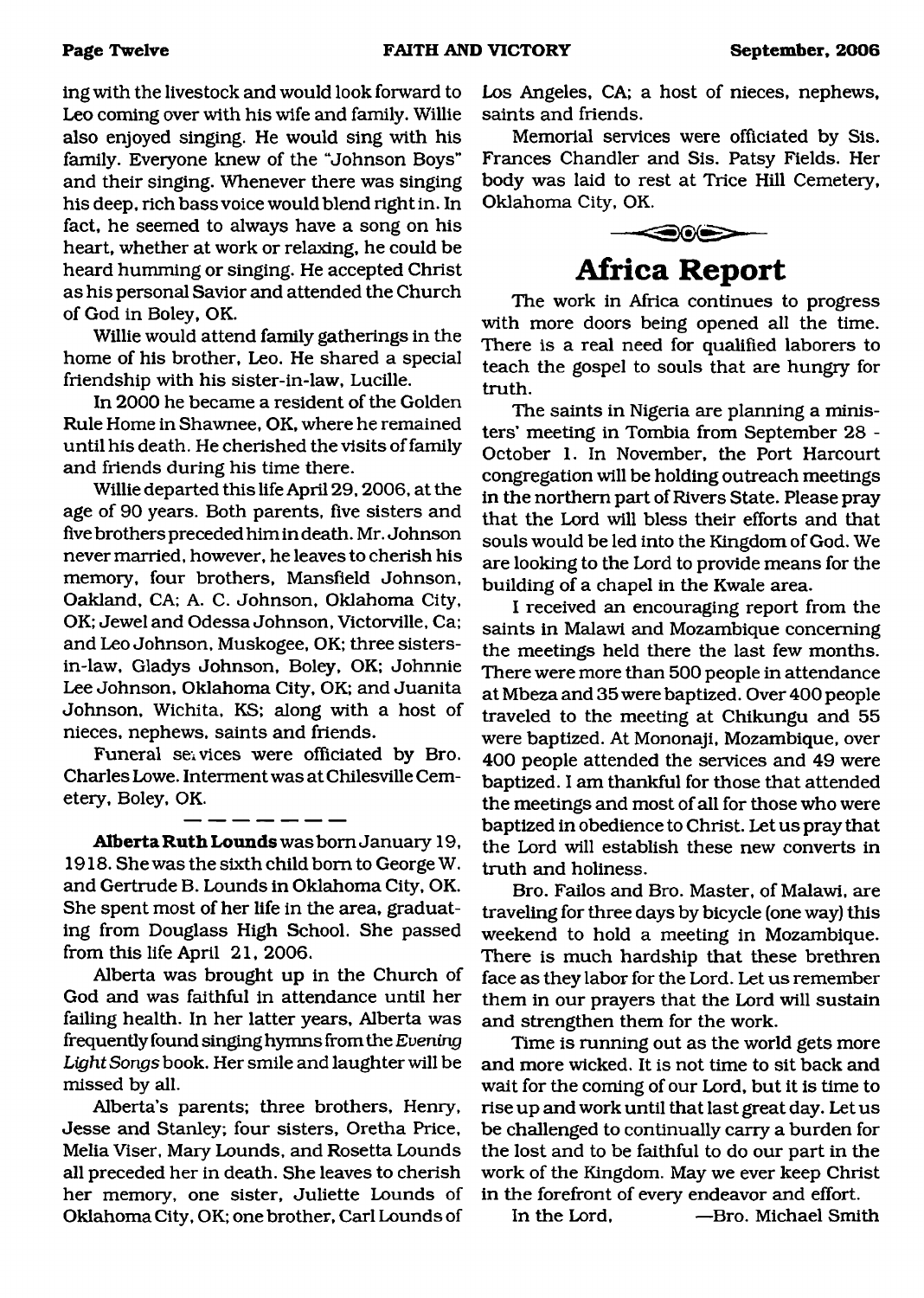ing with the livestock and would look forward to Leo coming over with his wife and family. Willie also enjoyed singing. He would sing with his family. Everyone knew of the "Johnson Boys" and their singing. Whenever there was singing his deep, rich bass voice would blend right in. In fact, he seemed to always have a song on his heart, whether at work or relaxing, he could be heard humming or singing. He accepted Christ as his personal Savior and attended the Church of God in Boley, OK.

Willie would attend family gatherings in the home of his brother, Leo. He shared a special friendship with his sister-in-law, Lucille.

In 2000 he became a resident of the Golden Rule Home in Shawnee, OK, where he remained until his death. He cherished the visits of family and friends during his time there.

Willie departed this life April 29, 2006, at the age of 90 years. Both parents, five sisters and five brothers preceded him in death. Mr. Johnson never married, however, he leaves to cherish his memory, four brothers, Mansfield Johnson, Oakland, CA; A. C. Johnson, Oklahoma City, OK; Jewel and Odessa Johnson, Victorville, Ca; and Leo Johnson, Muskogee, OK; three sisters-in-law, Gladys Johnson, Boley, OK; Johnnie Lee Johnson, Oklahoma City, OK; and Juanita Johnson, Wichita, KS; along with a host of nieces, nephews, saints and friends.

Funeral services were officiated by Bro. Charles Lowe. Interment was at Chilesville Cemetery, Boley, OK.

---

**Alberta Ruth Lounds** was born January 19, 1918. She was the sixth child born to George W. and Gertrude B. Lounds in Oklahoma City, OK. She spent most of her life in the area, graduating from Douglass High School. She passed from this life April 21, 2006.

Alberta was brought up in the Church of God and was faithful in attendance until her failing health. In her latter years, Alberta was frequently found singing hymns from the *Evening Light Songs* book. Her smile and laughter will be missed by all.

Alberta's parents; three brothers, Henry, Jesse and Stanley; four sisters, Oretha Price, Melia Viser, Mary Lounds, and Rosetta Lounds all preceded her in death. She leaves to cherish her memory, one sister, Juliette Lounds of Oklahoma City, OK; one brother, Carl Lounds of Los Angeles, CA; a host of nieces, nephews, saints and friends.

Memorial services were officiated by Sis. Frances Chandler and Sis. Patsy Fields. Her body was laid to rest at Trice Hill Cemetery, Oklahoma City, OK.

# Africa Report

The work in Africa continues to progress with more doors being opened all the time. There is a real need for qualified laborers to teach the gospel to souls that are hungry for truth.

The saints in Nigeria are planning a ministers' meeting in Tombia from September 28 - October 1. In November, the Port Harcourt congregation will be holding outreach meetings in the northern part of Rivers State. Please pray that the Lord will bless their efforts and that souls would be led into the Kingdom of God. We are looking to the Lord to provide means for the building of a chapel in the Kwale area.

I received an encouraging report from the saints in Malawi and Mozambique concerning the meetings held there the last few months. There were more than 500 people in attendance at Mbeza and 35 were baptized. Over 400 people traveled to the meeting at Chikungu and 55 were baptized. At Mononaji, Mozambique, over 400 people attended the services and 49 were baptized. I am thankful for those that attended the meetings and most of all for those who were baptized in obedience to Christ. Let us pray that the Lord will establish these new converts in truth and holiness.

Bro. Failos and Bro. Master, of Malawi, are traveling for three days by bicycle (one way) this weekend to hold a meeting in Mozambique. There is much hardship that these brethren face as they labor for the Lord. Let us remember them in our prayers that the Lord will sustain and strengthen them for the work.

Time is running out as the world gets more and more wicked. It is not time to sit back and wait for the coming of our Lord, but it is time to rise up and work until that last great day. Let us be challenged to continually carry a burden for the lost and to be faithful to do our part in the work of the Kingdom. May we ever keep Christ in the forefront of every endeavor and effort.

In the Lord, —Bro. Michael Smith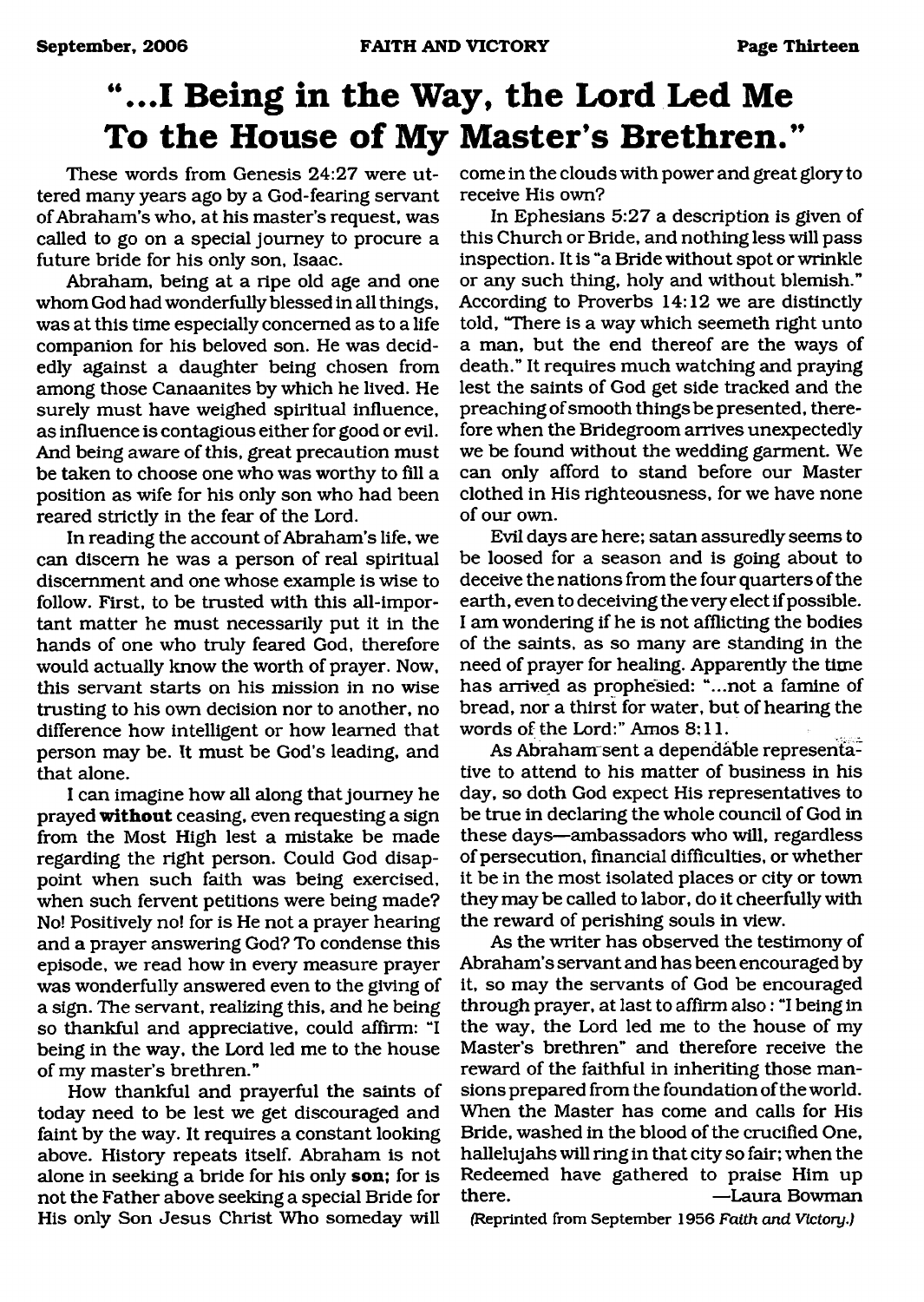# "...I Being in the Way, the Lord Led Me To the House of My Master's Brethren."

These words from Genesis 24:27 were uttered many years ago by a God-fearing servant of Abraham's who, at his master's request, was called to go on a special journey to procure a future bride for his only son, Isaac.

Abraham, being at a ripe old age and one whom God had wonderfully blessed in all things, was at this time especially concerned as to a life companion for his beloved son. He was decidedly against a daughter being chosen from among those Canaanites by which he lived. He surely must have weighed spiritual influence, as influence is contagious either for good or evil. And being aware of this, great precaution must be taken to choose one who was worthy to fill a position as wife for his only son who had been reared strictly in the fear of the Lord.

In reading the account of Abraham's life, we can discern he was a person of real spiritual discernment and one whose example is wise to follow. First, to be trusted with this all-important matter he must necessarily put it in the hands of one who truly feared God, therefore would actually know the worth of prayer. Now, this servant starts on his mission in no wise trusting to his own decision nor to another, no difference how intelligent or how learned that person may be. It must be God's leading, and that alone.

I can imagine how all along that journey he prayed **without** ceasing, even requesting a sign from the Most High lest a mistake be made regarding the right person. Could God disappoint when such faith was being exercised, when such fervent petitions were being made? No! Positively no! for is He not a prayer hearing and a prayer answering God? To condense this episode, we read how in every measure prayer was wonderfully answered even to the giving of a sign. The servant, realizing this, and he being so thankful and appreciative, could affirm: "I being in the way, the Lord led me to the house of my master's brethren."

How thankful and prayerful the saints of today need to be lest we get discouraged and faint by the way. It requires a constant looking above. History repeats itself. Abraham is not alone in seeking a bride for his only **son;** for is not the Father above seeking a special Bride for His only Son Jesus Christ Who someday will come in the clouds with power and great glory to receive His own?

In Ephesians 5:27 a description is given of this Church or Bride, and nothing less will pass inspection. It is "a Bride without spot or wrinkle or any such thing, holy and without blemish." According to Proverbs 14:12 we are distinctly told, "There is a way which seemeth right unto a man, but the end thereof are the ways of death." It requires much watching and praying lest the saints of God get side tracked and the preaching of smooth things be presented, therefore when the Bridegroom arrives unexpectedly we be found without the wedding garment. We can only afford to stand before our Master clothed in His righteousness, for we have none of our own.

Evil days are here; satan assuredly seems to be loosed for a season and is going about to deceive the nations from the four quarters of the earth, even to deceiving the very elect if possible. I am wondering if he is not afflicting the bodies of the saints, as so many are standing in the need of prayer for healing. Apparently the time has arrived as prophesied: "...not a famine of bread, nor a thirst for water, but of hearing the words of the Lord:" Amos 8:11.

As Abraham sent a dependable representative to attend to his matter of business in his day, so doth God expect His representatives to be true in declaring the whole council of God in these days—ambassadors who will, regardless of persecution, financial difficulties, or whether it be in the most isolated places or city or town they may be called to labor, do it cheerfully with the reward of perishing souls in view.

As the writer has observed the testimony of Abraham's servant and has been encouraged by it, so may the servants of God be encouraged through prayer, at last to affirm also: "I being in the way, the Lord led me to the house of my Master's brethren" and therefore receive the reward of the faithful in inheriting those mansions prepared from the foundation of the world. When the Master has come and calls for His Bride, washed in the blood of the crucified One, hallelujahs will ring in that city so fair; when the Redeemed have gathered to praise Him up there. —Laura Bowman

(Reprinted from September 1956 *Faith and Victory*.)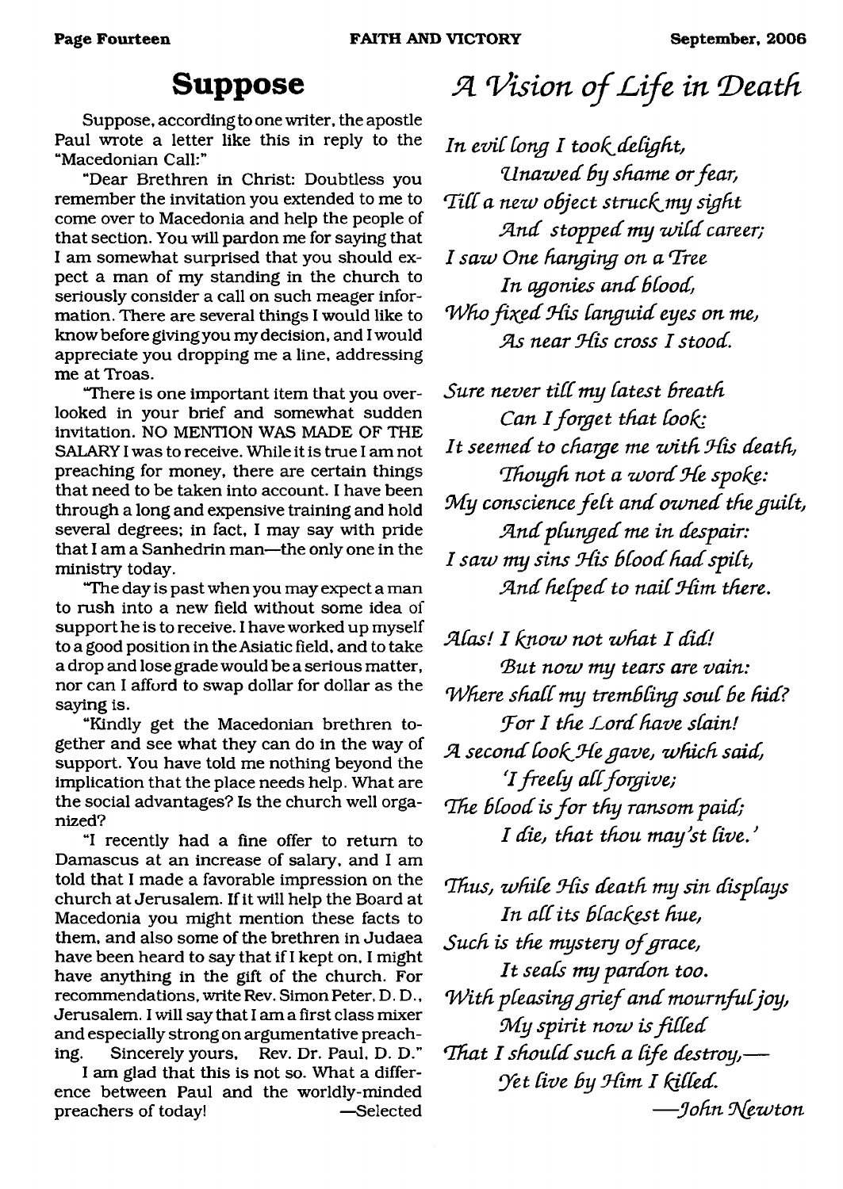## Suppose

Suppose, according to one writer, the apostle Paul wrote a letter like this in reply to the "Macedonian Call:"

"Dear Brethren in Christ: Doubtless you remember the invitation you extended to me to come over to Macedonia and help the people of that section. You will pardon me for saying that I am somewhat surprised that you should expect a man of my standing in the church to seriously consider a call on such meager information. There are several things I would like to know before giving you my decision, and I would appreciate you dropping me a line, addressing me at Troas.

"There is one important item that you overlooked in your brief and somewhat sudden invitation. NO MENTION WAS MADE OF THE SALARY I was to receive. While it is true I am not preaching for money, there are certain things that need to be taken into account. I have been through a long and expensive training and hold several degrees; in fact, I may say with pride that I am a Sanhedrin man—the only one in the ministry today.

"The day is past when you may expect a man to rush into a new field without some idea of support he is to receive. I have worked up myself to a good position in the Asiatic field, and to take a drop and lose grade would be a serious matter, nor can I afford to swap dollar for dollar as the saying is.

"Kindly get the Macedonian brethren together and see what they can do in the way of support. You have told me nothing beyond the implication that the place needs help. What are the social advantages? Is the church well organized?

"I recently had a fine offer to return to Damascus at an increase of salary, and I am told that I made a favorable impression on the church at Jerusalem. If it will help the Board at Macedonia you might mention these facts to them, and also some of the brethren in Judaea have been heard to say that if I kept on, I might have anything in the gift of the church. For recommendations, write Rev. Simon Peter, D. D., Jerusalem. I will say that I am a first class mixer and especially strong on argumentative preaching. Sincerely yours, Rev. Dr. Paul, D. D."

I am glad that this is not so. What a difference between Paul and the worldly-minded preachers of today! —Selected

## *A Vision of Life in Death*

*In evil long I took delight,*
*Unawed by shame or fear,*
*Till a new object struck my sight*
*And stopped my wild career;*
*I saw One hanging on a Tree*
*In agonies and blood,*
*Who fixed His languid eyes on me,*
*As near His cross I stood.*

*Sure never till my latest breath*
*Can I forget that look:*
*It seemed to charge me with His death,*
*Though not a word He spoke:*
*My conscience felt and owned the guilt,*
*And plunged me in despair:*
*I saw my sins His blood had spilt,*
*And helped to nail Him there.*

*Alas! I know not what I did!*
*But now my tears are vain:*
*Where shall my trembling soul be hid?*
*For I the Lord have slain!*
*A second look He gave, which said,*
*'I freely all forgive;*
*The blood is for thy ransom paid;*
*I die, that thou may'st live.'*

*Thus, while His death my sin displays*
*In all its blackest hue,*
*Such is the mystery of grace,*
*It seals my pardon too.*
*With pleasing grief and mournful joy,*
*My spirit now is filled*
*That I should such a life destroy,—*
*Yet live by Him I killed.*

*—John Newton*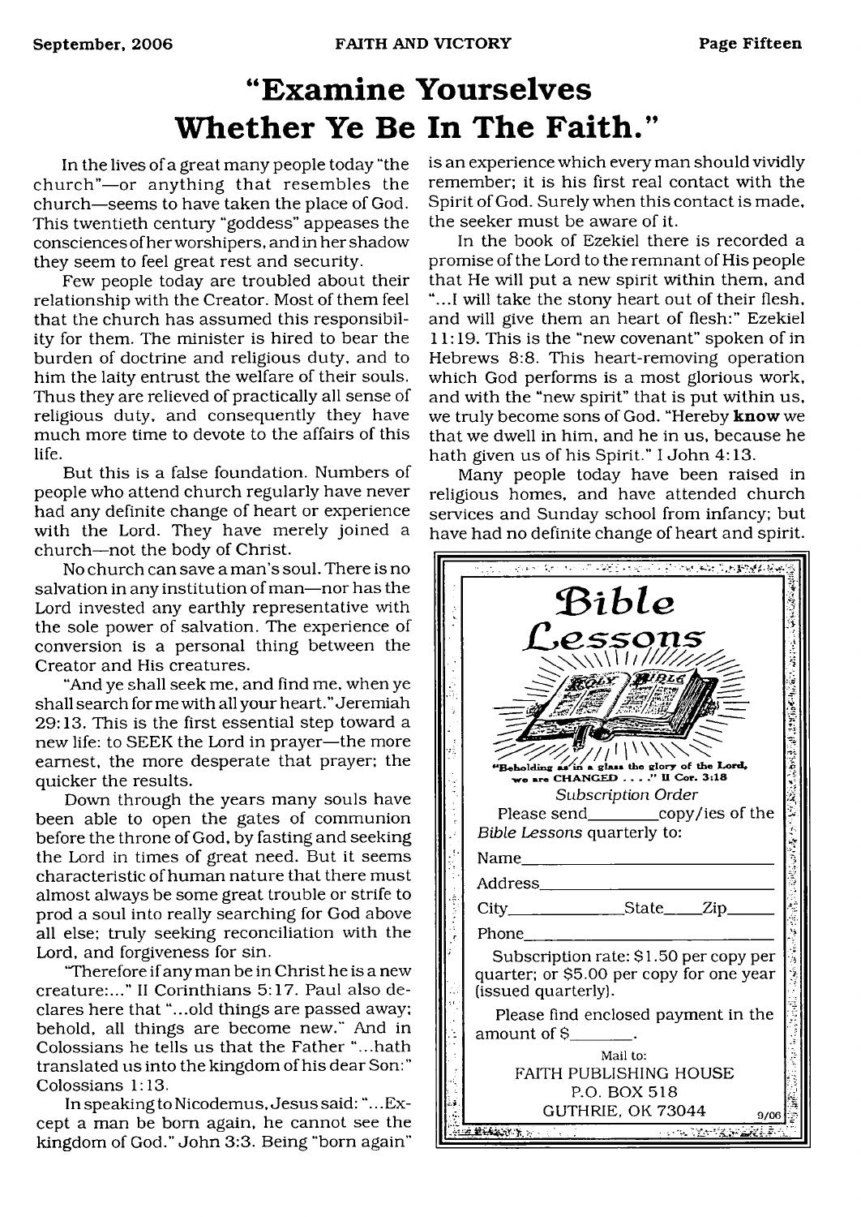# "Examine Yourselves Whether Ye Be In The Faith."

In the lives of a great many people today "the church"—or anything that resembles the church—seems to have taken the place of God. This twentieth century "goddess" appeases the consciences of her worshipers, and in her shadow they seem to feel great rest and security.

Few people today are troubled about their relationship with the Creator. Most of them feel that the church has assumed this responsibility for them. The minister is hired to bear the burden of doctrine and religious duty, and to him the laity entrust the welfare of their souls. Thus they are relieved of practically all sense of religious duty, and consequently they have much more time to devote to the affairs of this life.

But this is a false foundation. Numbers of people who attend church regularly have never had any definite change of heart or experience with the Lord. They have merely joined a church—not the body of Christ.

No church can save a man's soul. There is no salvation in any institution of man—nor has the Lord invested any earthly representative with the sole power of salvation. The experience of conversion is a personal thing between the Creator and His creatures.

"And ye shall seek me, and find me, when ye shall search for me with all your heart." Jeremiah 29:13. This is the first essential step toward a new life: to SEEK the Lord in prayer—the more earnest, the more desperate that prayer; the quicker the results.

Down through the years many souls have been able to open the gates of communion before the throne of God, by fasting and seeking the Lord in times of great need. But it seems characteristic of human nature that there must almost always be some great trouble or strife to prod a soul into really searching for God above all else; truly seeking reconciliation with the Lord, and forgiveness for sin.

"Therefore if any man be in Christ he is a new creature:..." II Corinthians 5:17. Paul also declares here that "...old things are passed away; behold, all things are become new." And in Colossians he tells us that the Father "...hath translated us into the kingdom of his dear Son:" Colossians 1:13.

In speaking to Nicodemus, Jesus said: "...Except a man be born again, he cannot see the kingdom of God." John 3:3. Being "born again" is an experience which every man should vividly remember; it is his first real contact with the Spirit of God. Surely when this contact is made, the seeker must be aware of it.

In the book of Ezekiel there is recorded a promise of the Lord to the remnant of His people that He will put a new spirit within them, and "...I will take the stony heart out of their flesh, and will give them an heart of flesh:" Ezekiel 11:19. This is the "new covenant" spoken of in Hebrews 8:8. This heart-removing operation which God performs is a most glorious work, and with the "new spirit" that is put within us, we truly become sons of God. "Hereby **know** we that we dwell in him, and he in us, because he hath given us of his Spirit." I John 4:13.

Many people today have been raised in religious homes, and have attended church services and Sunday school from infancy; but have had no definite change of heart and spirit.

---

**Bible Lessons**

"Beholding as in a glass the glory of the Lord, we are CHANGED . . . ." II Cor. 3:18

*Subscription Order*

Please send________copy/ies of the *Bible Lessons* quarterly to:

Name______________________

Address____________________

City__________State____Zip_____

Phone______________________

Subscription rate: $1.50 per copy per quarter; or $5.00 per copy for one year (issued quarterly).

Please find enclosed payment in the amount of $_______.

Mail to:
FAITH PUBLISHING HOUSE
P.O. BOX 518
GUTHRIE, OK 73044

9/06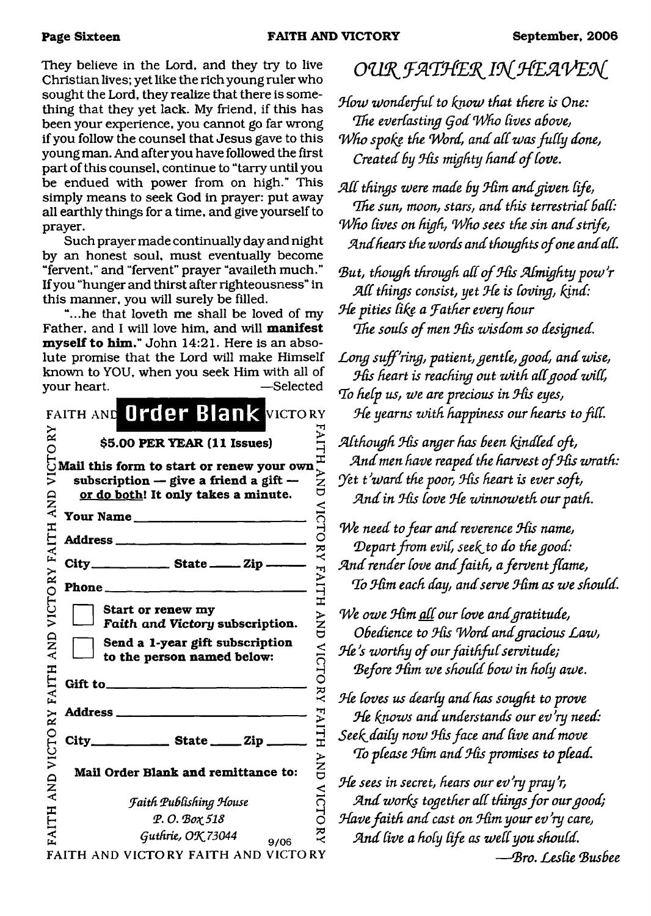They believe in the Lord, and they try to live Christian lives; yet like the rich young ruler who sought the Lord, they realize that there is something that they yet lack. My friend, if this has been your experience, you cannot go far wrong if you follow the counsel that Jesus gave to this young man. And after you have followed the first part of this counsel, continue to "tarry until you be endued with power from on high." This simply means to seek God in prayer: put away all earthly things for a time, and give yourself to prayer.

Such prayer made continually day and night by an honest soul, must eventually become "fervent," and "fervent" prayer "availeth much." If you "hunger and thirst after righteousness" in this manner, you will surely be filled.

"...he that loveth me shall be loved of my Father, and I will love him, and will **manifest myself to him.**" John 14:21. Here is an absolute promise that the Lord will make Himself known to YOU, when you seek Him with all of your heart.

—Selected

## Order Blank

FAITH AND VICTORY

**$5.00 PER YEAR (11 Issues)**

**Mail this form to start or renew your own subscription — give a friend a gift — or do both! It only takes a minute.**

**Your Name** ______________________

**Address** ______________________

**City** __________ **State** _____ **Zip** _____

**Phone** ______________________

☐ **Start or renew my *Faith and Victory* subscription.**

☐ **Send a 1-year gift subscription to the person named below:**

**Gift to** ______________________

**Address** ______________________

**City** __________ **State** _____ **Zip** _____

**Mail Order Blank and remittance to:**

*Faith Publishing House*
*P. O. Box 518*
*Guthrie, OK 73044*

9/06

## *OUR FATHER IN HEAVEN*

*How wonderful to know that there is One:*
*The everlasting God Who lives above,*
*Who spoke the Word, and all was fully done,*
*Created by His mighty hand of love.*

*All things were made by Him and given life,*
*The sun, moon, stars, and this terrestrial ball:*
*Who lives on high, Who sees the sin and strife,*
*And hears the words and thoughts of one and all.*

*But, though through all of His Almighty pow'r*
*All things consist, yet He is loving, kind:*
*He pities like a Father every hour*
*The souls of men His wisdom so designed.*

*Long suff'ring, patient, gentle, good, and wise,*
*His heart is reaching out with all good will,*
*To help us, we are precious in His eyes,*
*He yearns with happiness our hearts to fill.*

*Although His anger has been kindled oft,*
*And men have reaped the harvest of His wrath:*
*Yet t'ward the poor, His heart is ever soft,*
*And in His love He winnoweth our path.*

*We need to fear and reverence His name,*
*Depart from evil, seek to do the good:*
*And render love and faith, a fervent flame,*
*To Him each day, and serve Him as we should.*

*We owe Him all our love and gratitude,*
*Obedience to His Word and gracious Law,*
*He's worthy of our faithful servitude;*
*Before Him we should bow in holy awe.*

*He loves us dearly and has sought to prove*
*He knows and understands our ev'ry need:*
*Seek daily now His face and live and move*
*To please Him and His promises to plead.*

*He sees in secret, hears our ev'ry pray'r,*
*And works together all things for our good;*
*Have faith and cast on Him your ev'ry care,*
*And live a holy life as well you should.*

*—Bro. Leslie Busbee*